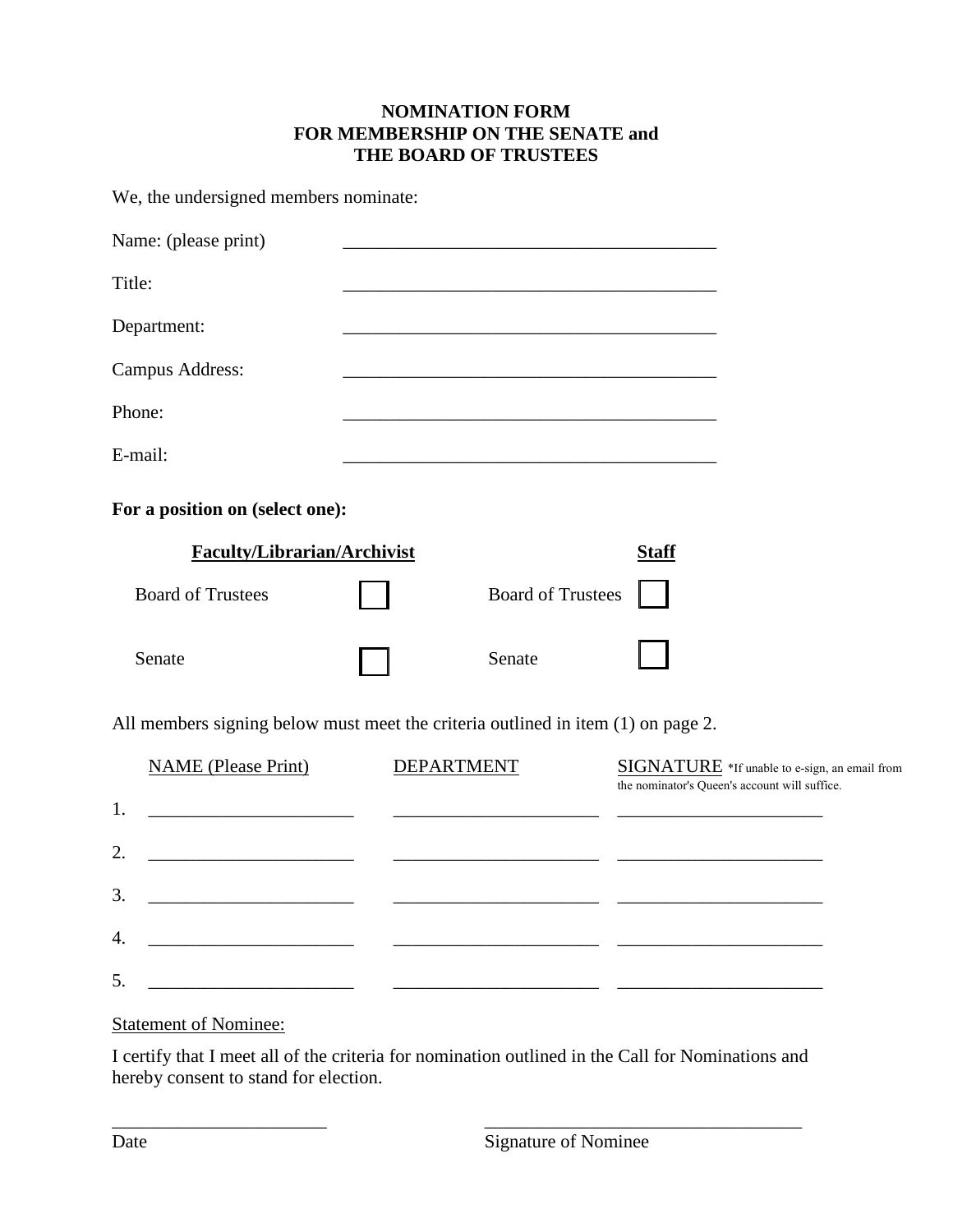**NOMINATION FORM**
**FOR MEMBERSHIP ON THE SENATE and**
**THE BOARD OF TRUSTEES**

We, the undersigned members nominate:

Name: (please print) \_\_\_\_\_\_\_\_\_\_\_\_\_\_\_\_\_\_\_\_\_\_\_\_\_\_\_\_\_\_\_\_\_\_\_\_\_\_\_\_

Title: \_\_\_\_\_\_\_\_\_\_\_\_\_\_\_\_\_\_\_\_\_\_\_\_\_\_\_\_\_\_\_\_\_\_\_\_\_\_\_\_

Department: \_\_\_\_\_\_\_\_\_\_\_\_\_\_\_\_\_\_\_\_\_\_\_\_\_\_\_\_\_\_\_\_\_\_\_\_\_\_\_\_

Campus Address: \_\_\_\_\_\_\_\_\_\_\_\_\_\_\_\_\_\_\_\_\_\_\_\_\_\_\_\_\_\_\_\_\_\_\_\_\_\_\_\_

Phone: \_\_\_\_\_\_\_\_\_\_\_\_\_\_\_\_\_\_\_\_\_\_\_\_\_\_\_\_\_\_\_\_\_\_\_\_\_\_\_\_

E-mail: \_\_\_\_\_\_\_\_\_\_\_\_\_\_\_\_\_\_\_\_\_\_\_\_\_\_\_\_\_\_\_\_\_\_\_\_\_\_\_\_

**For a position on (select one):**

| **Faculty/Librarian/Archivist** | | **Staff** | |
|---|---|---|---|
| Board of Trustees | ☐ | Board of Trustees | ☐ |
| Senate | ☐ | Senate | ☐ |

All members signing below must meet the criteria outlined in item (1) on page 2.

| | NAME (Please Print) | DEPARTMENT | SIGNATURE *If unable to e-sign, an email from the nominator's Queen's account will suffice. |
|---|---|---|---|
| 1. | | | |
| 2. | | | |
| 3. | | | |
| 4. | | | |
| 5. | | | |

Statement of Nominee:

I certify that I meet all of the criteria for nomination outlined in the Call for Nominations and hereby consent to stand for election.

\_\_\_\_\_\_\_\_\_\_\_\_\_\_\_\_\_\_\_\_\_\_\_\_ \_\_\_\_\_\_\_\_\_\_\_\_\_\_\_\_\_\_\_\_\_\_\_\_\_\_\_\_\_\_\_\_\_\_\_

Date Signature of Nominee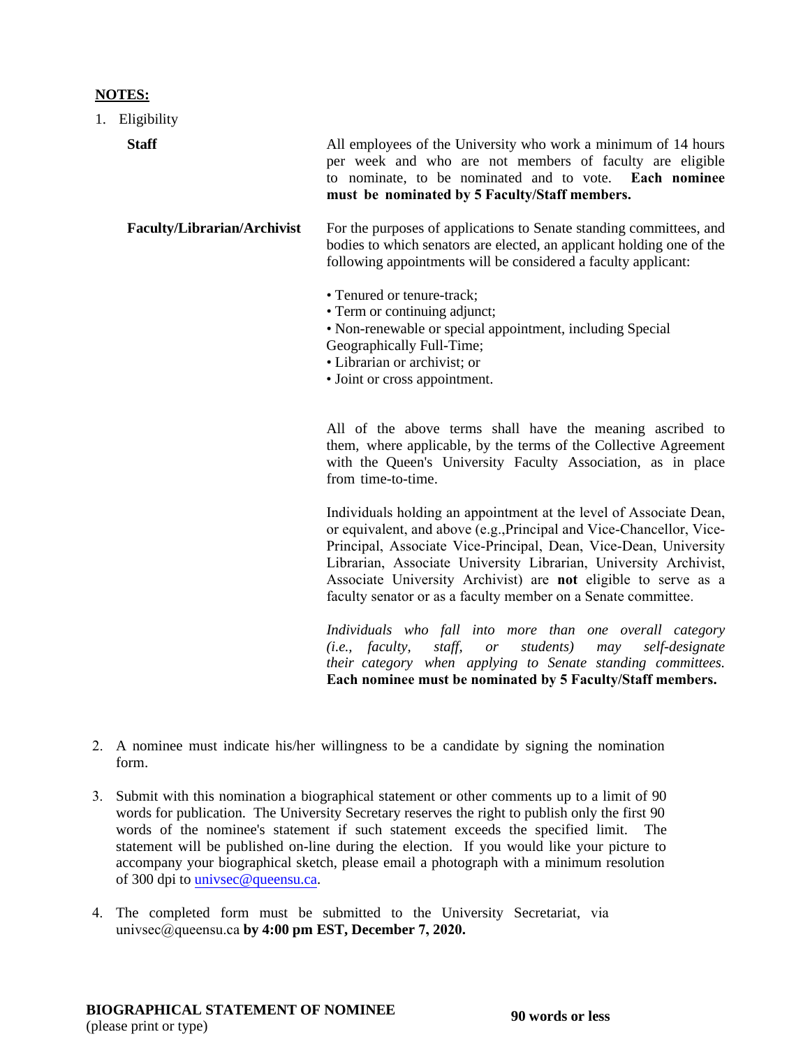**NOTES:**

1. Eligibility

| | |
|---|---|
| **Staff** | All employees of the University who work a minimum of 14 hours per week and who are not members of faculty are eligible to nominate, to be nominated and to vote. **Each nominee must be nominated by 5 Faculty/Staff members.** |
| **Faculty/Librarian/Archivist** | For the purposes of applications to Senate standing committees, and bodies to which senators are elected, an applicant holding one of the following appointments will be considered a faculty applicant:<br><br>• Tenured or tenure-track;<br>• Term or continuing adjunct;<br>• Non-renewable or special appointment, including Special Geographically Full-Time;<br>• Librarian or archivist; or<br>• Joint or cross appointment.<br><br>All of the above terms shall have the meaning ascribed to them, where applicable, by the terms of the Collective Agreement with the Queen's University Faculty Association, as in place from time-to-time.<br><br>Individuals holding an appointment at the level of Associate Dean, or equivalent, and above (e.g.,Principal and Vice-Chancellor, Vice-Principal, Associate Vice-Principal, Dean, Vice-Dean, University Librarian, Associate University Librarian, University Archivist, Associate University Archivist) are **not** eligible to serve as a faculty senator or as a faculty member on a Senate committee.<br><br>*Individuals who fall into more than one overall category (i.e., faculty, staff, or students) may self-designate their category when applying to Senate standing committees.* **Each nominee must be nominated by 5 Faculty/Staff members.** |

2. A nominee must indicate his/her willingness to be a candidate by signing the nomination form.

3. Submit with this nomination a biographical statement or other comments up to a limit of 90 words for publication. The University Secretary reserves the right to publish only the first 90 words of the nominee's statement if such statement exceeds the specified limit. The statement will be published on-line during the election. If you would like your picture to accompany your biographical sketch, please email a photograph with a minimum resolution of 300 dpi to univsec@queensu.ca.

4. The completed form must be submitted to the University Secretariat, via univsec@queensu.ca **by 4:00 pm EST, December 7, 2020.**

**BIOGRAPHICAL STATEMENT OF NOMINEE** **90 words or less**
(please print or type)